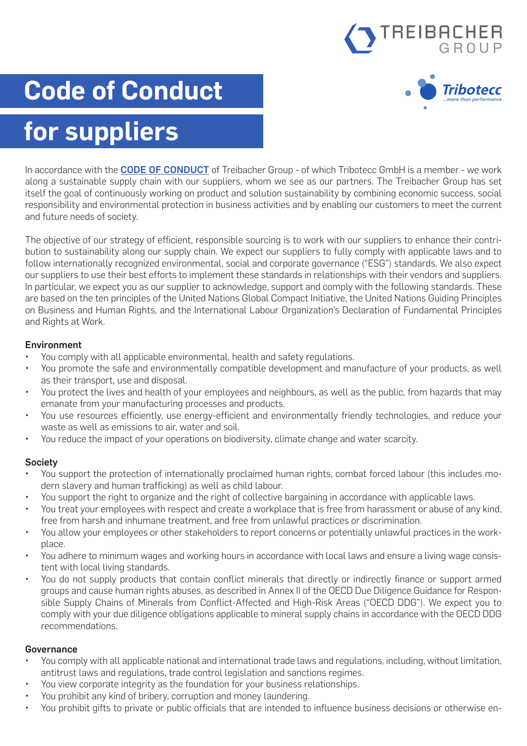# Code of Conduct for suppliers

In accordance with the **CODE OF CONDUCT** of Treibacher Group - of which Tribotecc GmbH is a member - we work along a sustainable supply chain with our suppliers, whom we see as our partners. The Treibacher Group has set itself the goal of continuously working on product and solution sustainability by combining economic success, social responsibility and environmental protection in business activities and by enabling our customers to meet the current and future needs of society.

The objective of our strategy of efficient, responsible sourcing is to work with our suppliers to enhance their contribution to sustainability along our supply chain. We expect our suppliers to fully comply with applicable laws and to follow internationally recognized environmental, social and corporate governance ("ESG") standards. We also expect our suppliers to use their best efforts to implement these standards in relationships with their vendors and suppliers. In particular, we expect you as our supplier to acknowledge, support and comply with the following standards. These are based on the ten principles of the United Nations Global Compact Initiative, the United Nations Guiding Principles on Business and Human Rights, and the International Labour Organization's Declaration of Fundamental Principles and Rights at Work.

### Environment

- You comply with all applicable environmental, health and safety regulations.
- You promote the safe and environmentally compatible development and manufacture of your products, as well as their transport, use and disposal.
- You protect the lives and health of your employees and neighbours, as well as the public, from hazards that may emanate from your manufacturing processes and products.
- You use resources efficiently, use energy-efficient and environmentally friendly technologies, and reduce your waste as well as emissions to air, water and soil.
- You reduce the impact of your operations on biodiversity, climate change and water scarcity.

### Society

- You support the protection of internationally proclaimed human rights, combat forced labour (this includes modern slavery and human trafficking) as well as child labour.
- You support the right to organize and the right of collective bargaining in accordance with applicable laws.
- You treat your employees with respect and create a workplace that is free from harassment or abuse of any kind, free from harsh and inhumane treatment, and free from unlawful practices or discrimination.
- You allow your employees or other stakeholders to report concerns or potentially unlawful practices in the workplace.
- You adhere to minimum wages and working hours in accordance with local laws and ensure a living wage consistent with local living standards.
- You do not supply products that contain conflict minerals that directly or indirectly finance or support armed groups and cause human rights abuses, as described in Annex II of the OECD Due Diligence Guidance for Responsible Supply Chains of Minerals from Conflict-Affected and High-Risk Areas ("OECD DDG"). We expect you to comply with your due diligence obligations applicable to mineral supply chains in accordance with the OECD DDG recommendations.

### Governance

- You comply with all applicable national and international trade laws and regulations, including, without limitation, antitrust laws and regulations, trade control legislation and sanctions regimes.
- You view corporate integrity as the foundation for your business relationships.
- You prohibit any kind of bribery, corruption and money laundering.
- You prohibit gifts to private or public officials that are intended to influence business decisions or otherwise en-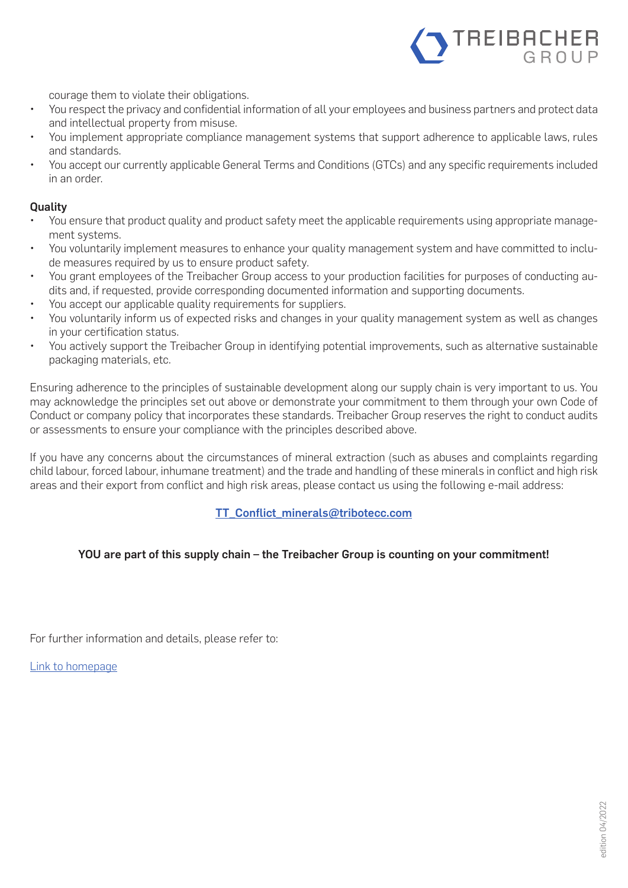courage them to violate their obligations.

- You respect the privacy and confidential information of all your employees and business partners and protect data and intellectual property from misuse.
- You implement appropriate compliance management systems that support adherence to applicable laws, rules and standards.
- You accept our currently applicable General Terms and Conditions (GTCs) and any specific requirements included in an order.

**Quality**

- You ensure that product quality and product safety meet the applicable requirements using appropriate management systems.
- You voluntarily implement measures to enhance your quality management system and have committed to include measures required by us to ensure product safety.
- You grant employees of the Treibacher Group access to your production facilities for purposes of conducting audits and, if requested, provide corresponding documented information and supporting documents.
- You accept our applicable quality requirements for suppliers.
- You voluntarily inform us of expected risks and changes in your quality management system as well as changes in your certification status.
- You actively support the Treibacher Group in identifying potential improvements, such as alternative sustainable packaging materials, etc.

Ensuring adherence to the principles of sustainable development along our supply chain is very important to us. You may acknowledge the principles set out above or demonstrate your commitment to them through your own Code of Conduct or company policy that incorporates these standards. Treibacher Group reserves the right to conduct audits or assessments to ensure your compliance with the principles described above.

If you have any concerns about the circumstances of mineral extraction (such as abuses and complaints regarding child labour, forced labour, inhumane treatment) and the trade and handling of these minerals in conflict and high risk areas and their export from conflict and high risk areas, please contact us using the following e-mail address:

**TT_Conflict_minerals@tribotecc.com**

**YOU are part of this supply chain – the Treibacher Group is counting on your commitment!**

For further information and details, please refer to:

Link to homepage

edition 04/2022